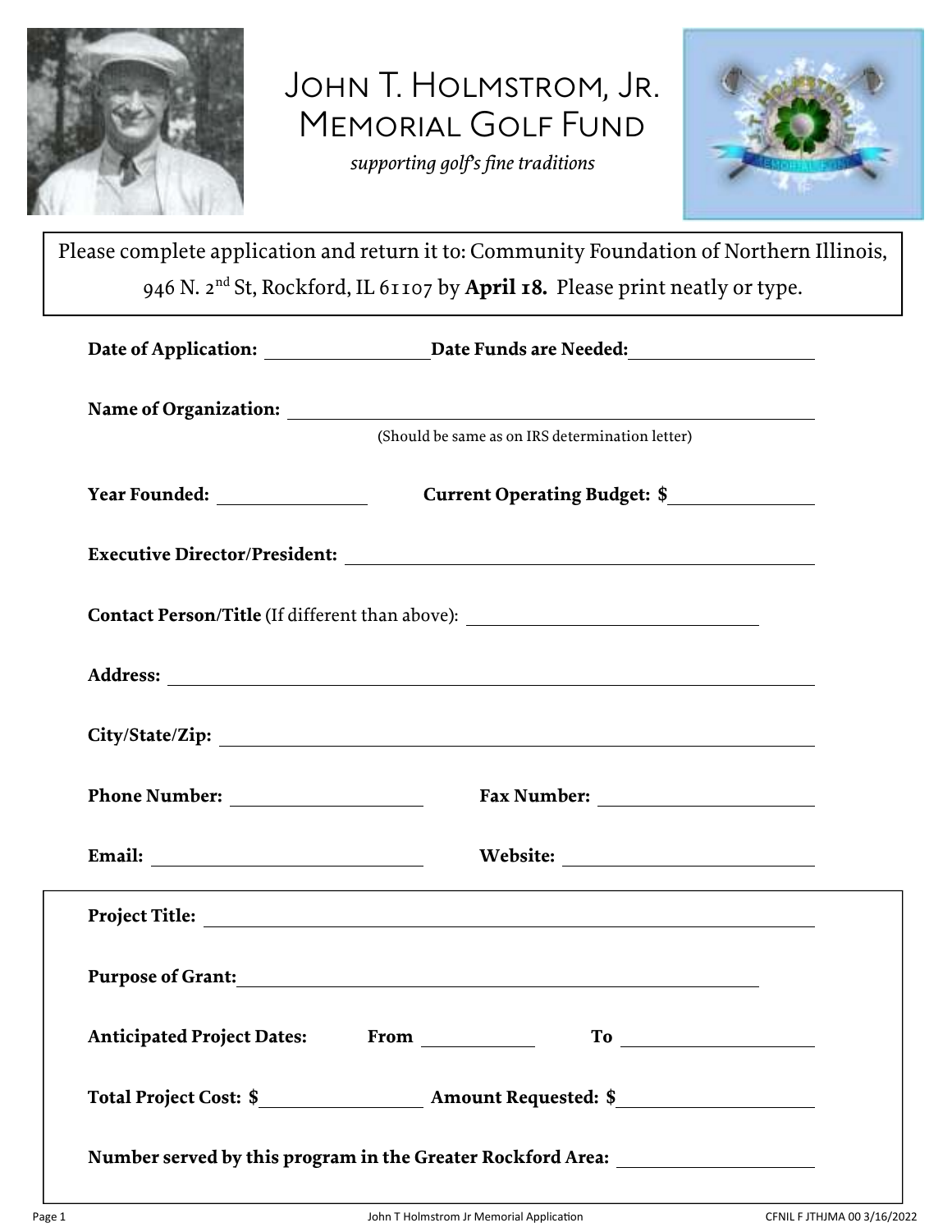# John T. Holmstrom, Jr. Memorial Golf Fund

*supporting golf's fine traditions*

Please complete application and return it to: Community Foundation of Northern Illinois, 946 N. 2nd St, Rockford, IL 61107 by **April 18.** Please print neatly or type.

**Date of Application:** ____________________ **Date Funds are Needed:** ____________________

**Name of Organization:** ________________________________________
(Should be same as on IRS determination letter)

**Year Founded:** ________________ **Current Operating Budget: $** ________________

**Executive Director/President:** ________________________________________

**Contact Person/Title** (If different than above): ________________________________

**Address:** ________________________________________

**City/State/Zip:** ________________________________________

**Phone Number:** ____________________ **Fax Number:** ____________________

**Email:** ____________________ **Website:** ____________________

**Project Title:** ________________________________________

**Purpose of Grant:** ________________________________________

**Anticipated Project Dates:** **From** ______________ **To** ______________

**Total Project Cost: $** ________________ **Amount Requested: $** ________________

**Number served by this program in the Greater Rockford Area:** ________________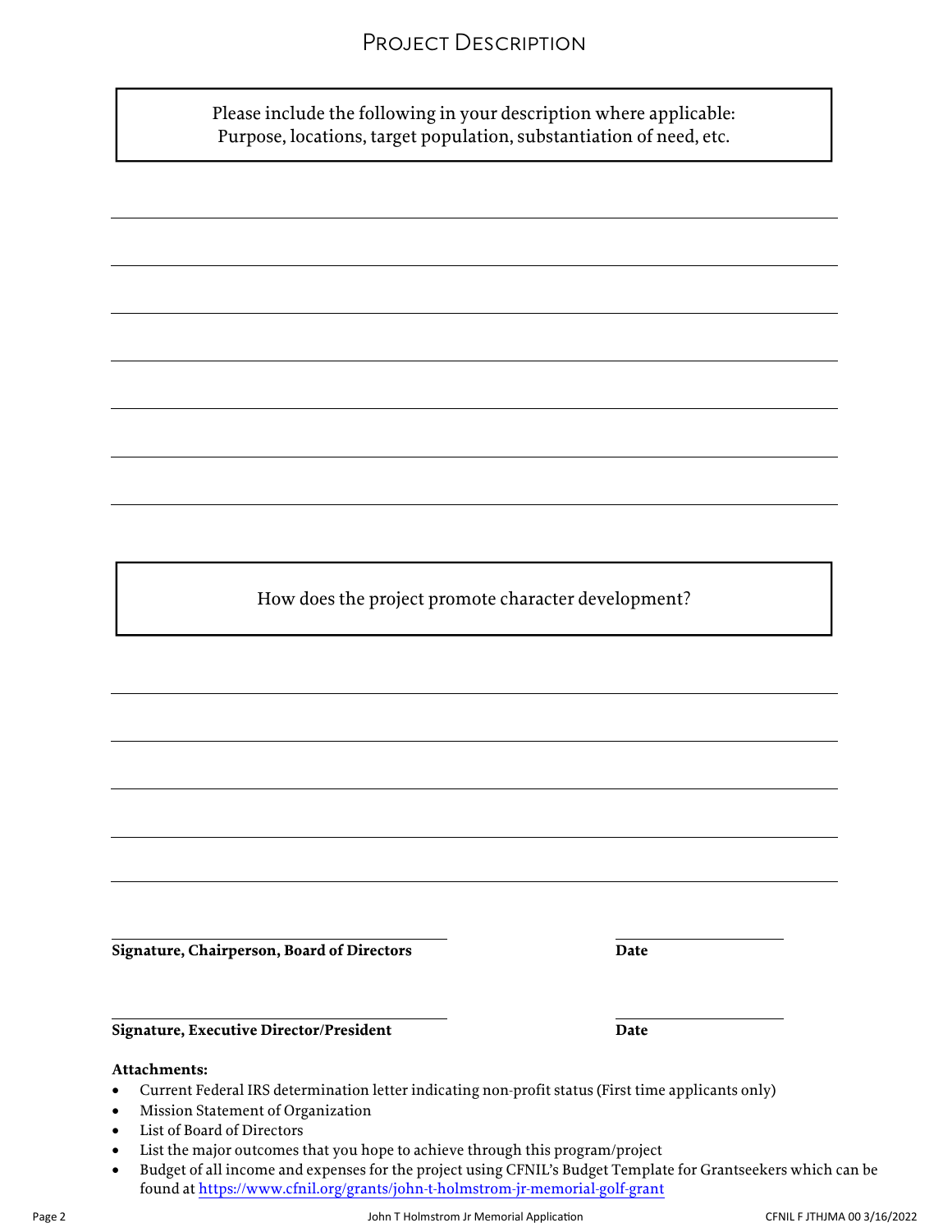# Project Description

Please include the following in your description where applicable:
Purpose, locations, target population, substantiation of need, etc.

How does the project promote character development?

**Signature, Chairperson, Board of Directors** **Date**

**Signature, Executive Director/President** **Date**

**Attachments:**

- Current Federal IRS determination letter indicating non-profit status (First time applicants only)
- Mission Statement of Organization
- List of Board of Directors
- List the major outcomes that you hope to achieve through this program/project
- Budget of all income and expenses for the project using CFNIL's Budget Template for Grantseekers which can be found at https://www.cfnil.org/grants/john-t-holmstrom-jr-memorial-golf-grant